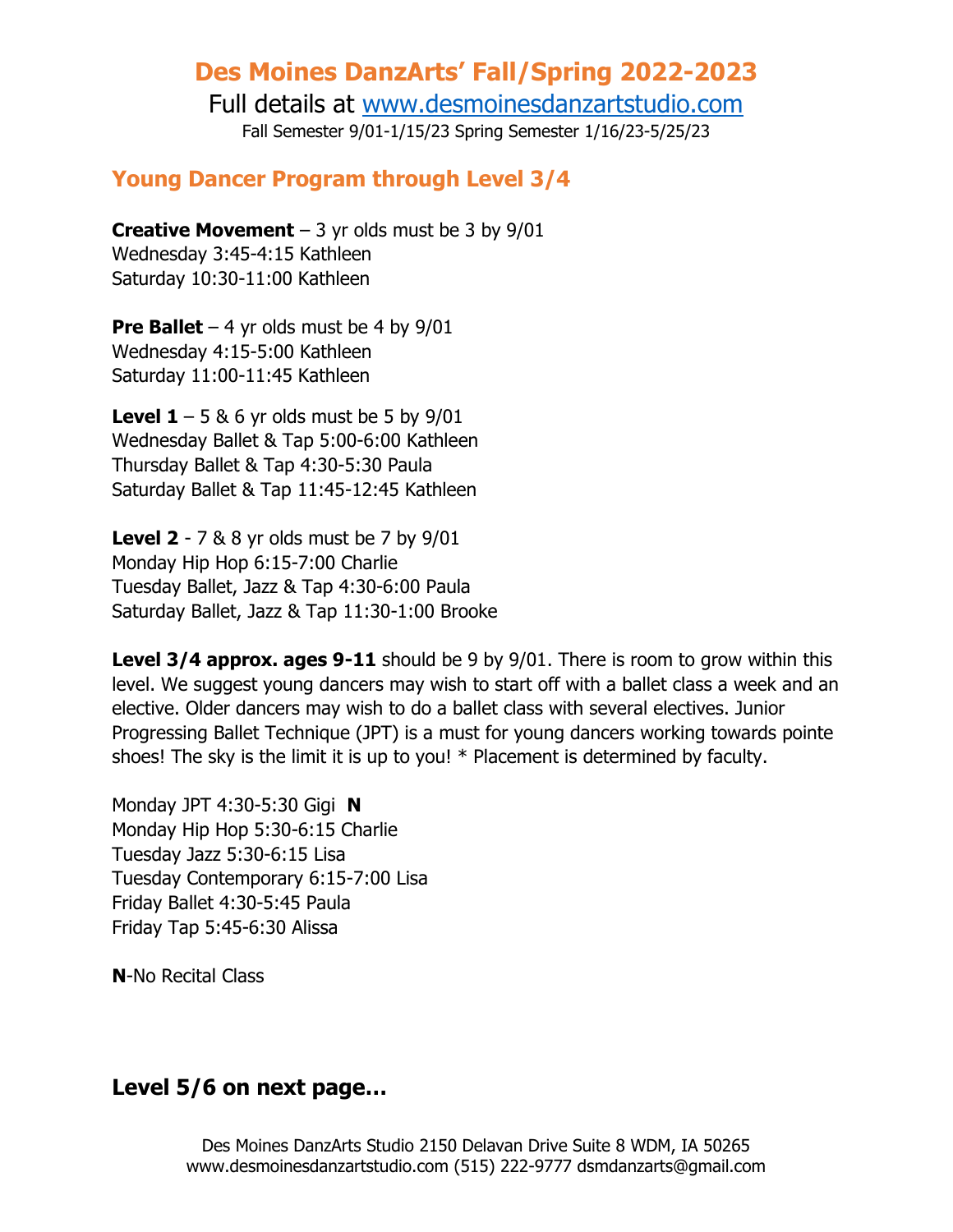# Des Moines DanzArts' Fall/Spring 2022-2023

Full details at [www.desmoinesdanzartstudio.com](http://www.desmoinesdanzartstudio.com)

Fall Semester 9/01-1/15/23 Spring Semester 1/16/23-5/25/23

## Young Dancer Program through Level 3/4

**Creative Movement** – 3 yr olds must be 3 by 9/01
Wednesday 3:45-4:15 Kathleen
Saturday 10:30-11:00 Kathleen

**Pre Ballet** – 4 yr olds must be 4 by 9/01
Wednesday 4:15-5:00 Kathleen
Saturday 11:00-11:45 Kathleen

**Level 1** – 5 & 6 yr olds must be 5 by 9/01
Wednesday Ballet & Tap 5:00-6:00 Kathleen
Thursday Ballet & Tap 4:30-5:30 Paula
Saturday Ballet & Tap 11:45-12:45 Kathleen

**Level 2** - 7 & 8 yr olds must be 7 by 9/01
Monday Hip Hop 6:15-7:00 Charlie
Tuesday Ballet, Jazz & Tap 4:30-6:00 Paula
Saturday Ballet, Jazz & Tap 11:30-1:00 Brooke

**Level 3/4 approx. ages 9-11** should be 9 by 9/01. There is room to grow within this level. We suggest young dancers may wish to start off with a ballet class a week and an elective. Older dancers may wish to do a ballet class with several electives. Junior Progressing Ballet Technique (JPT) is a must for young dancers working towards pointe shoes! The sky is the limit it is up to you! * Placement is determined by faculty.

Monday JPT 4:30-5:30 Gigi **N**
Monday Hip Hop 5:30-6:15 Charlie
Tuesday Jazz 5:30-6:15 Lisa
Tuesday Contemporary 6:15-7:00 Lisa
Friday Ballet 4:30-5:45 Paula
Friday Tap 5:45-6:30 Alissa

**N**-No Recital Class

### Level 5/6 on next page…

Des Moines DanzArts Studio 2150 Delavan Drive Suite 8 WDM, IA 50265
www.desmoinesdanzartstudio.com (515) 222-9777 dsmdanzarts@gmail.com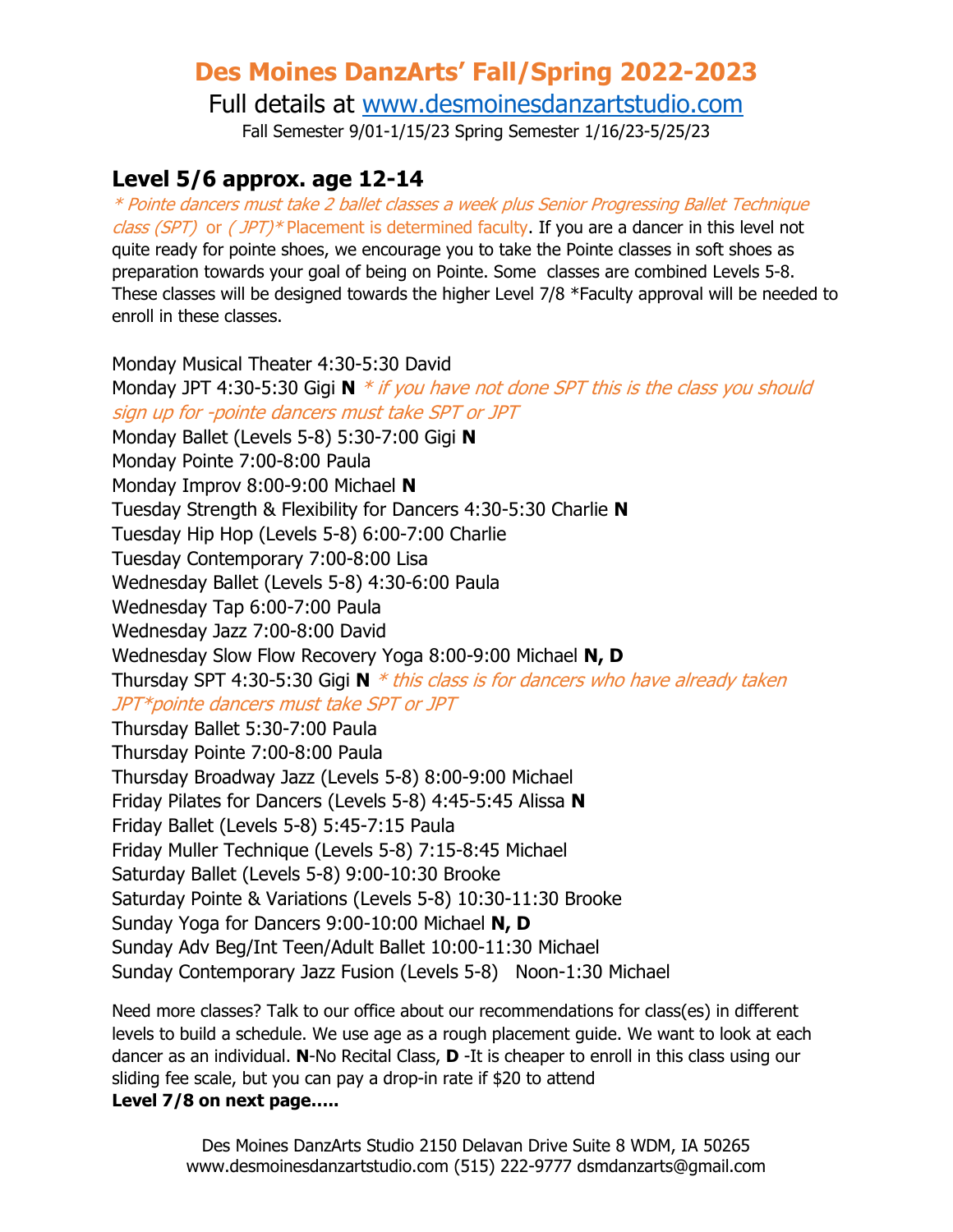# Des Moines DanzArts' Fall/Spring 2022-2023

Full details at [www.desmoinesdanzartstudio.com](http://www.desmoinesdanzartstudio.com)

Fall Semester 9/01-1/15/23 Spring Semester 1/16/23-5/25/23

## Level 5/6 approx. age 12-14

*\* Pointe dancers must take 2 ballet classes a week plus Senior Progressing Ballet Technique class (SPT) or ( JPT)\** Placement is determined faculty. If you are a dancer in this level not quite ready for pointe shoes, we encourage you to take the Pointe classes in soft shoes as preparation towards your goal of being on Pointe. Some classes are combined Levels 5-8. These classes will be designed towards the higher Level 7/8 \*Faculty approval will be needed to enroll in these classes.

Monday Musical Theater 4:30-5:30 David
Monday JPT 4:30-5:30 Gigi **N** *\* if you have not done SPT this is the class you should sign up for -pointe dancers must take SPT or JPT*
Monday Ballet (Levels 5-8) 5:30-7:00 Gigi **N**
Monday Pointe 7:00-8:00 Paula
Monday Improv 8:00-9:00 Michael **N**
Tuesday Strength & Flexibility for Dancers 4:30-5:30 Charlie **N**
Tuesday Hip Hop (Levels 5-8) 6:00-7:00 Charlie
Tuesday Contemporary 7:00-8:00 Lisa
Wednesday Ballet (Levels 5-8) 4:30-6:00 Paula
Wednesday Tap 6:00-7:00 Paula
Wednesday Jazz 7:00-8:00 David
Wednesday Slow Flow Recovery Yoga 8:00-9:00 Michael **N, D**
Thursday SPT 4:30-5:30 Gigi **N** *\* this class is for dancers who have already taken JPT\*pointe dancers must take SPT or JPT*
Thursday Ballet 5:30-7:00 Paula
Thursday Pointe 7:00-8:00 Paula
Thursday Broadway Jazz (Levels 5-8) 8:00-9:00 Michael
Friday Pilates for Dancers (Levels 5-8) 4:45-5:45 Alissa **N**
Friday Ballet (Levels 5-8) 5:45-7:15 Paula
Friday Muller Technique (Levels 5-8) 7:15-8:45 Michael
Saturday Ballet (Levels 5-8) 9:00-10:30 Brooke
Saturday Pointe & Variations (Levels 5-8) 10:30-11:30 Brooke
Sunday Yoga for Dancers 9:00-10:00 Michael **N, D**
Sunday Adv Beg/Int Teen/Adult Ballet 10:00-11:30 Michael
Sunday Contemporary Jazz Fusion (Levels 5-8) Noon-1:30 Michael

Need more classes? Talk to our office about our recommendations for class(es) in different levels to build a schedule. We use age as a rough placement guide. We want to look at each dancer as an individual. **N**-No Recital Class, **D** -It is cheaper to enroll in this class using our sliding fee scale, but you can pay a drop-in rate if $20 to attend

**Level 7/8 on next page.....**

Des Moines DanzArts Studio 2150 Delavan Drive Suite 8 WDM, IA 50265
www.desmoinesdanzartstudio.com (515) 222-9777 dsmdanzarts@gmail.com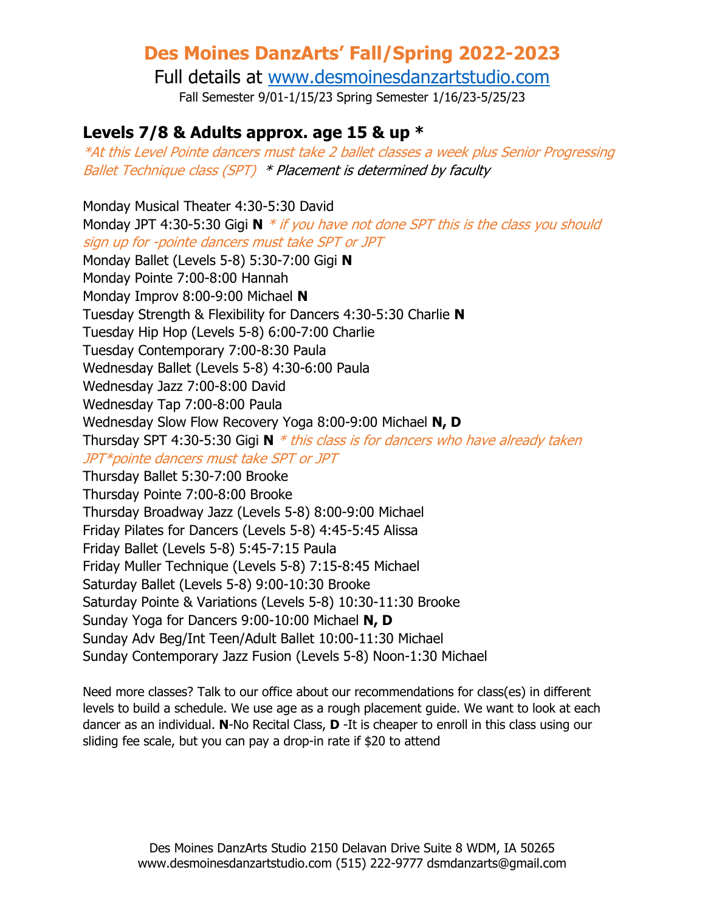# Des Moines DanzArts' Fall/Spring 2022-2023

Full details at [www.desmoinesdanzartstudio.com](www.desmoinesdanzartstudio.com)

Fall Semester 9/01-1/15/23 Spring Semester 1/16/23-5/25/23

## Levels 7/8 & Adults approx. age 15 & up *

*\*At this Level Pointe dancers must take 2 ballet classes a week plus Senior Progressing Ballet Technique class (SPT)* *\* Placement is determined by faculty*

Monday Musical Theater 4:30-5:30 David
Monday JPT 4:30-5:30 Gigi **N** *\* if you have not done SPT this is the class you should sign up for -pointe dancers must take SPT or JPT*
Monday Ballet (Levels 5-8) 5:30-7:00 Gigi **N**
Monday Pointe 7:00-8:00 Hannah
Monday Improv 8:00-9:00 Michael **N**
Tuesday Strength & Flexibility for Dancers 4:30-5:30 Charlie **N**
Tuesday Hip Hop (Levels 5-8) 6:00-7:00 Charlie
Tuesday Contemporary 7:00-8:30 Paula
Wednesday Ballet (Levels 5-8) 4:30-6:00 Paula
Wednesday Jazz 7:00-8:00 David
Wednesday Tap 7:00-8:00 Paula
Wednesday Slow Flow Recovery Yoga 8:00-9:00 Michael **N, D**
Thursday SPT 4:30-5:30 Gigi **N** *\* this class is for dancers who have already taken JPT\*pointe dancers must take SPT or JPT*
Thursday Ballet 5:30-7:00 Brooke
Thursday Pointe 7:00-8:00 Brooke
Thursday Broadway Jazz (Levels 5-8) 8:00-9:00 Michael
Friday Pilates for Dancers (Levels 5-8) 4:45-5:45 Alissa
Friday Ballet (Levels 5-8) 5:45-7:15 Paula
Friday Muller Technique (Levels 5-8) 7:15-8:45 Michael
Saturday Ballet (Levels 5-8) 9:00-10:30 Brooke
Saturday Pointe & Variations (Levels 5-8) 10:30-11:30 Brooke
Sunday Yoga for Dancers 9:00-10:00 Michael **N, D**
Sunday Adv Beg/Int Teen/Adult Ballet 10:00-11:30 Michael
Sunday Contemporary Jazz Fusion (Levels 5-8) Noon-1:30 Michael

Need more classes? Talk to our office about our recommendations for class(es) in different levels to build a schedule. We use age as a rough placement guide. We want to look at each dancer as an individual. **N**-No Recital Class, **D** -It is cheaper to enroll in this class using our sliding fee scale, but you can pay a drop-in rate if $20 to attend

Des Moines DanzArts Studio 2150 Delavan Drive Suite 8 WDM, IA 50265
www.desmoinesdanzartstudio.com (515) 222-9777 dsmdanzarts@gmail.com